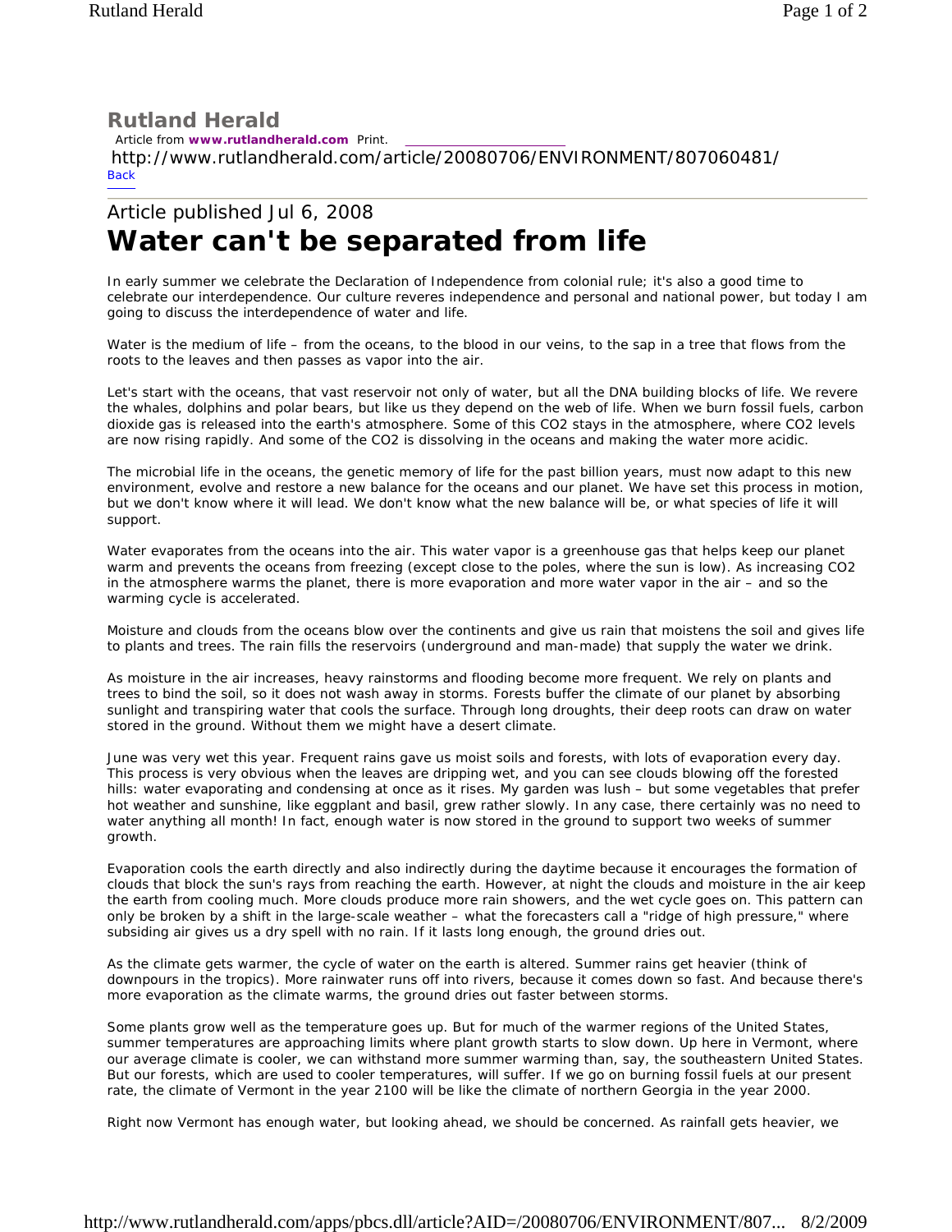# Rutland Herald

Article from **www.rutlandherald.com** Print.

http://www.rutlandherald.com/article/20080706/ENVIRONMENT/807060481/

Back

Article published Jul 6, 2008

# Water can't be separated from life

In early summer we celebrate the Declaration of Independence from colonial rule; it's also a good time to celebrate our interdependence. Our culture reveres independence and personal and national power, but today I am going to discuss the interdependence of water and life.

Water is the medium of life – from the oceans, to the blood in our veins, to the sap in a tree that flows from the roots to the leaves and then passes as vapor into the air.

Let's start with the oceans, that vast reservoir not only of water, but all the DNA building blocks of life. We revere the whales, dolphins and polar bears, but like us they depend on the web of life. When we burn fossil fuels, carbon dioxide gas is released into the earth's atmosphere. Some of this $CO_2$ stays in the atmosphere, where $CO_2$ levels are now rising rapidly. And some of the $CO_2$ is dissolving in the oceans and making the water more acidic.

The microbial life in the oceans, the genetic memory of life for the past billion years, must now adapt to this new environment, evolve and restore a new balance for the oceans and our planet. We have set this process in motion, but we don't know where it will lead. We don't know what the new balance will be, or what species of life it will support.

Water evaporates from the oceans into the air. This water vapor is a greenhouse gas that helps keep our planet warm and prevents the oceans from freezing (except close to the poles, where the sun is low). As increasing $CO_2$ in the atmosphere warms the planet, there is more evaporation and more water vapor in the air – and so the warming cycle is accelerated.

Moisture and clouds from the oceans blow over the continents and give us rain that moistens the soil and gives life to plants and trees. The rain fills the reservoirs (underground and man-made) that supply the water we drink.

As moisture in the air increases, heavy rainstorms and flooding become more frequent. We rely on plants and trees to bind the soil, so it does not wash away in storms. Forests buffer the climate of our planet by absorbing sunlight and transpiring water that cools the surface. Through long droughts, their deep roots can draw on water stored in the ground. Without them we might have a desert climate.

June was very wet this year. Frequent rains gave us moist soils and forests, with lots of evaporation every day. This process is very obvious when the leaves are dripping wet, and you can see clouds blowing off the forested hills: water evaporating and condensing at once as it rises. My garden was lush – but some vegetables that prefer hot weather and sunshine, like eggplant and basil, grew rather slowly. In any case, there certainly was no need to water anything all month! In fact, enough water is now stored in the ground to support two weeks of summer growth.

Evaporation cools the earth directly and also indirectly during the daytime because it encourages the formation of clouds that block the sun's rays from reaching the earth. However, at night the clouds and moisture in the air keep the earth from cooling much. More clouds produce more rain showers, and the wet cycle goes on. This pattern can only be broken by a shift in the large-scale weather – what the forecasters call a "ridge of high pressure," where subsiding air gives us a dry spell with no rain. If it lasts long enough, the ground dries out.

As the climate gets warmer, the cycle of water on the earth is altered. Summer rains get heavier (think of downpours in the tropics). More rainwater runs off into rivers, because it comes down so fast. And because there's more evaporation as the climate warms, the ground dries out faster between storms.

Some plants grow well as the temperature goes up. But for much of the warmer regions of the United States, summer temperatures are approaching limits where plant growth starts to slow down. Up here in Vermont, where our average climate is cooler, we can withstand more summer warming than, say, the southeastern United States. But our forests, which are used to cooler temperatures, will suffer. If we go on burning fossil fuels at our present rate, the climate of Vermont in the year 2100 will be like the climate of northern Georgia in the year 2000.

Right now Vermont has enough water, but looking ahead, we should be concerned. As rainfall gets heavier, we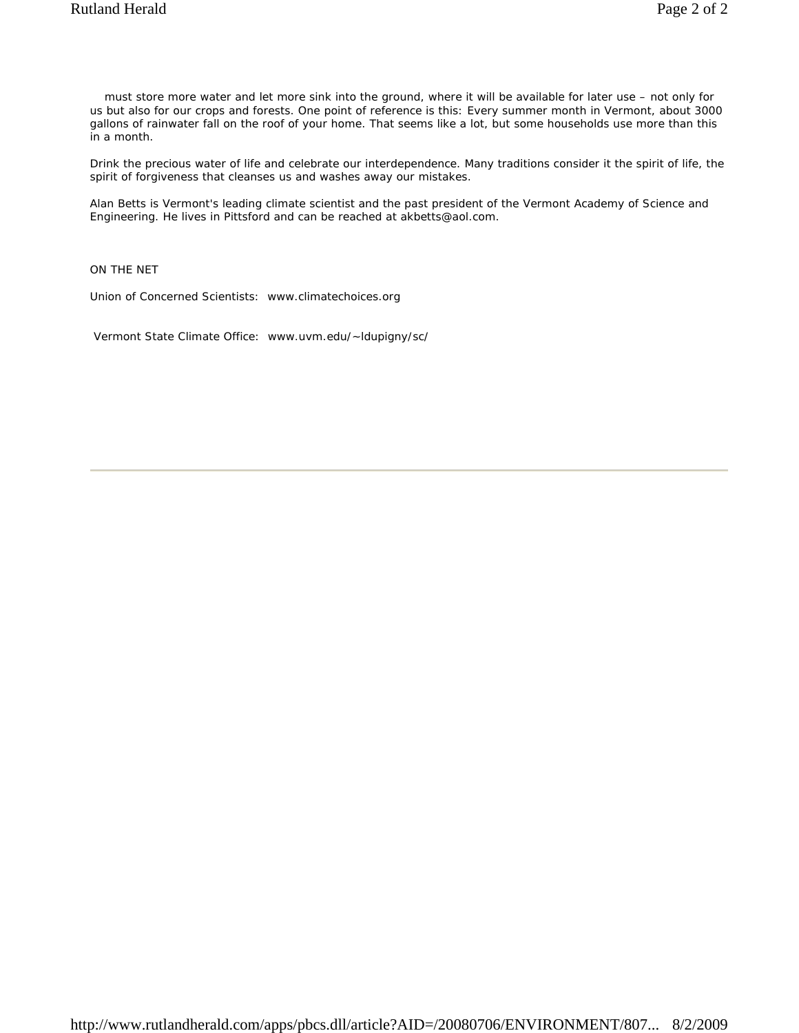must store more water and let more sink into the ground, where it will be available for later use – not only for us but also for our crops and forests. One point of reference is this: Every summer month in Vermont, about 3000 gallons of rainwater fall on the roof of your home. That seems like a lot, but some households use more than this in a month.

Drink the precious water of life and celebrate our interdependence. Many traditions consider it the spirit of life, the spirit of forgiveness that cleanses us and washes away our mistakes.

Alan Betts is Vermont's leading climate scientist and the past president of the Vermont Academy of Science and Engineering. He lives in Pittsford and can be reached at akbetts@aol.com.

ON THE NET

Union of Concerned Scientists: www.climatechoices.org

Vermont State Climate Office: www.uvm.edu/~ldupigny/sc/